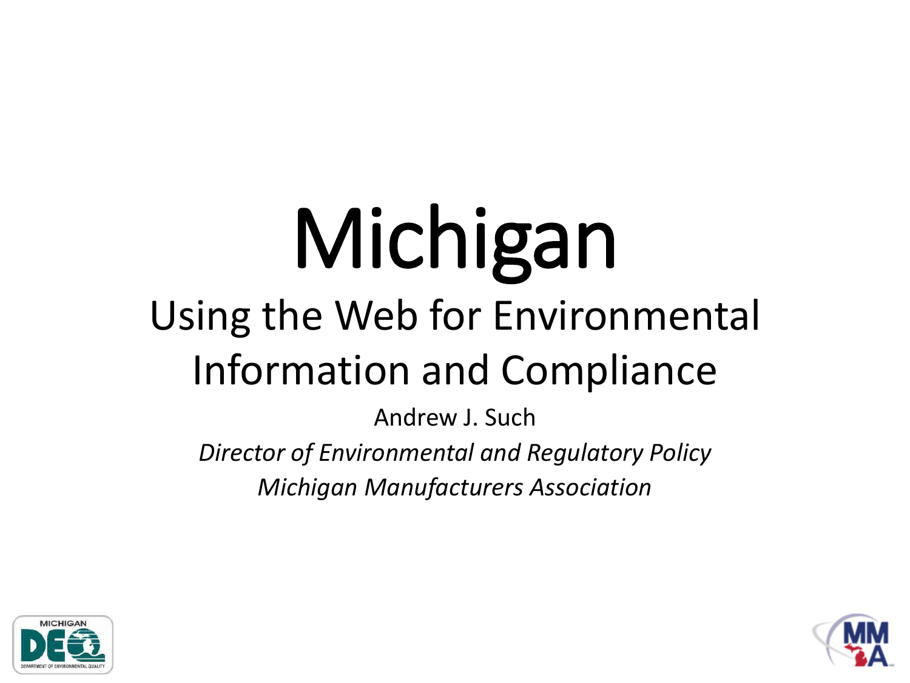# Michigan

## Using the Web for Environmental Information and Compliance

Andrew J. Such

*Director of Environmental and Regulatory Policy*

*Michigan Manufacturers Association*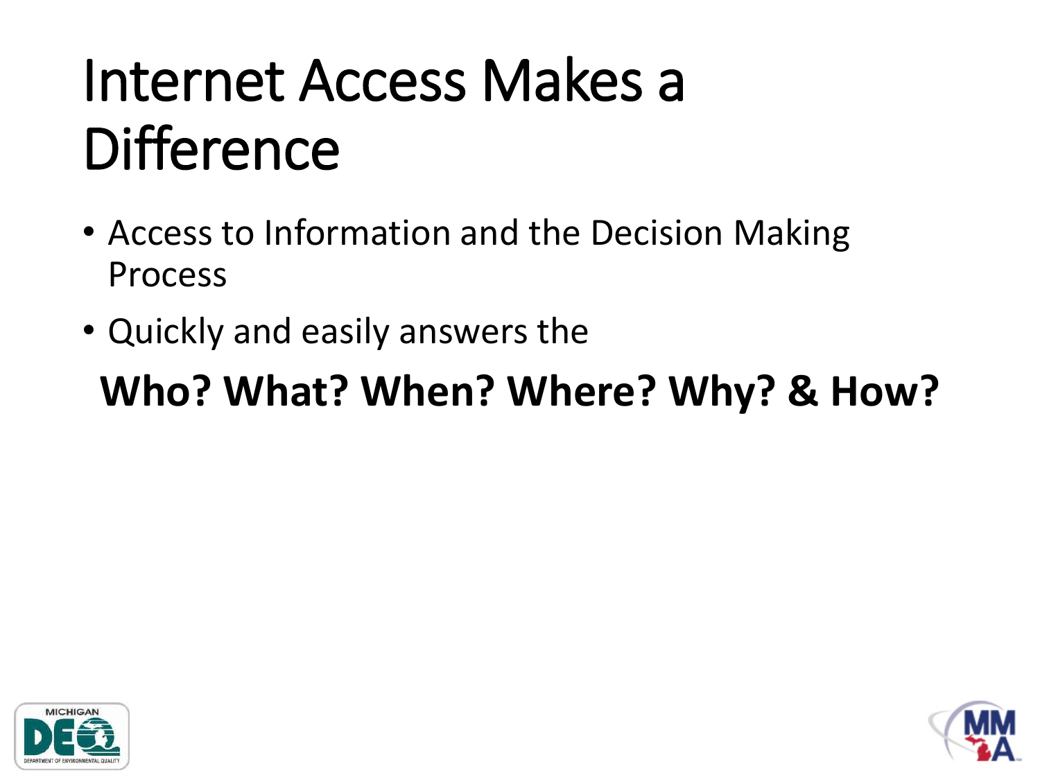# Internet Access Makes a Difference

- Access to Information and the Decision Making Process
- Quickly and easily answers the

**Who? What? When? Where? Why? & How?**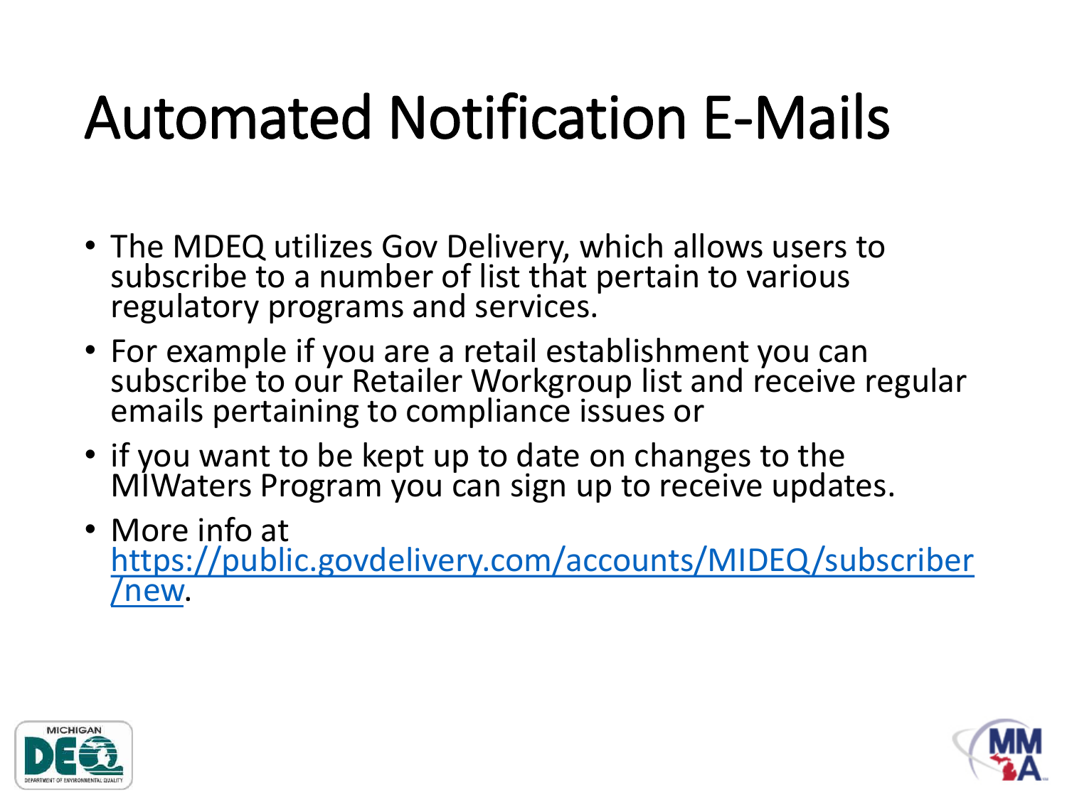# Automated Notification E-Mails

- The MDEQ utilizes Gov Delivery, which allows users to subscribe to a number of list that pertain to various regulatory programs and services.
- For example if you are a retail establishment you can subscribe to our Retailer Workgroup list and receive regular emails pertaining to compliance issues or
- if you want to be kept up to date on changes to the MIWaters Program you can sign up to receive updates.
- More info at https://public.govdelivery.com/accounts/MIDEQ/subscriber/new.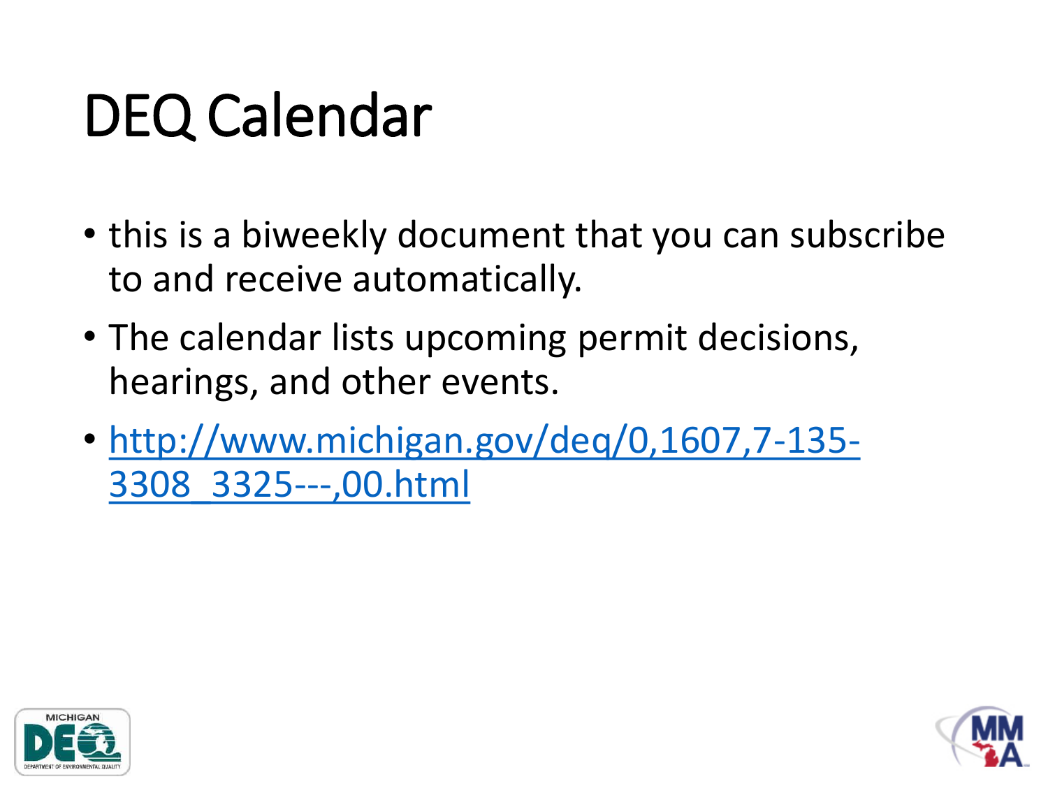# DEQ Calendar

- this is a biweekly document that you can subscribe to and receive automatically.
- The calendar lists upcoming permit decisions, hearings, and other events.
- [http://www.michigan.gov/deq/0,1607,7-135-3308_3325---,00.html](http://www.michigan.gov/deq/0,1607,7-135-3308_3325---,00.html)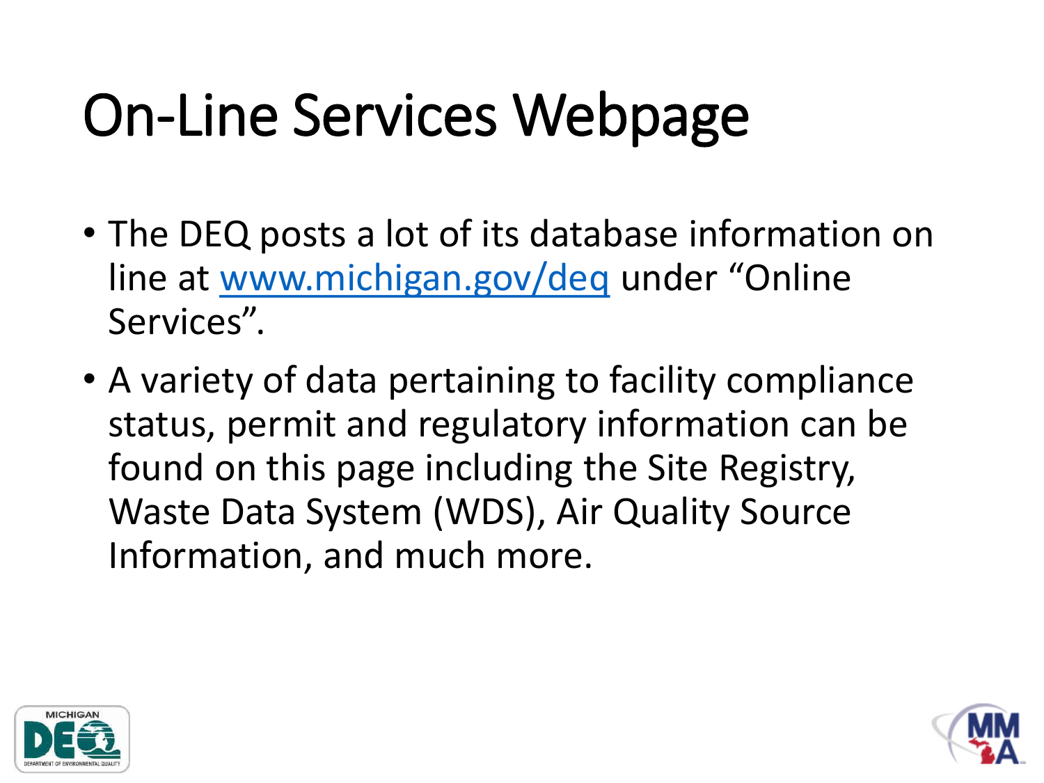# On-Line Services Webpage

- The DEQ posts a lot of its database information on line at [www.michigan.gov/deq](http://www.michigan.gov/deq) under “Online Services”.
- A variety of data pertaining to facility compliance status, permit and regulatory information can be found on this page including the Site Registry, Waste Data System (WDS), Air Quality Source Information, and much more.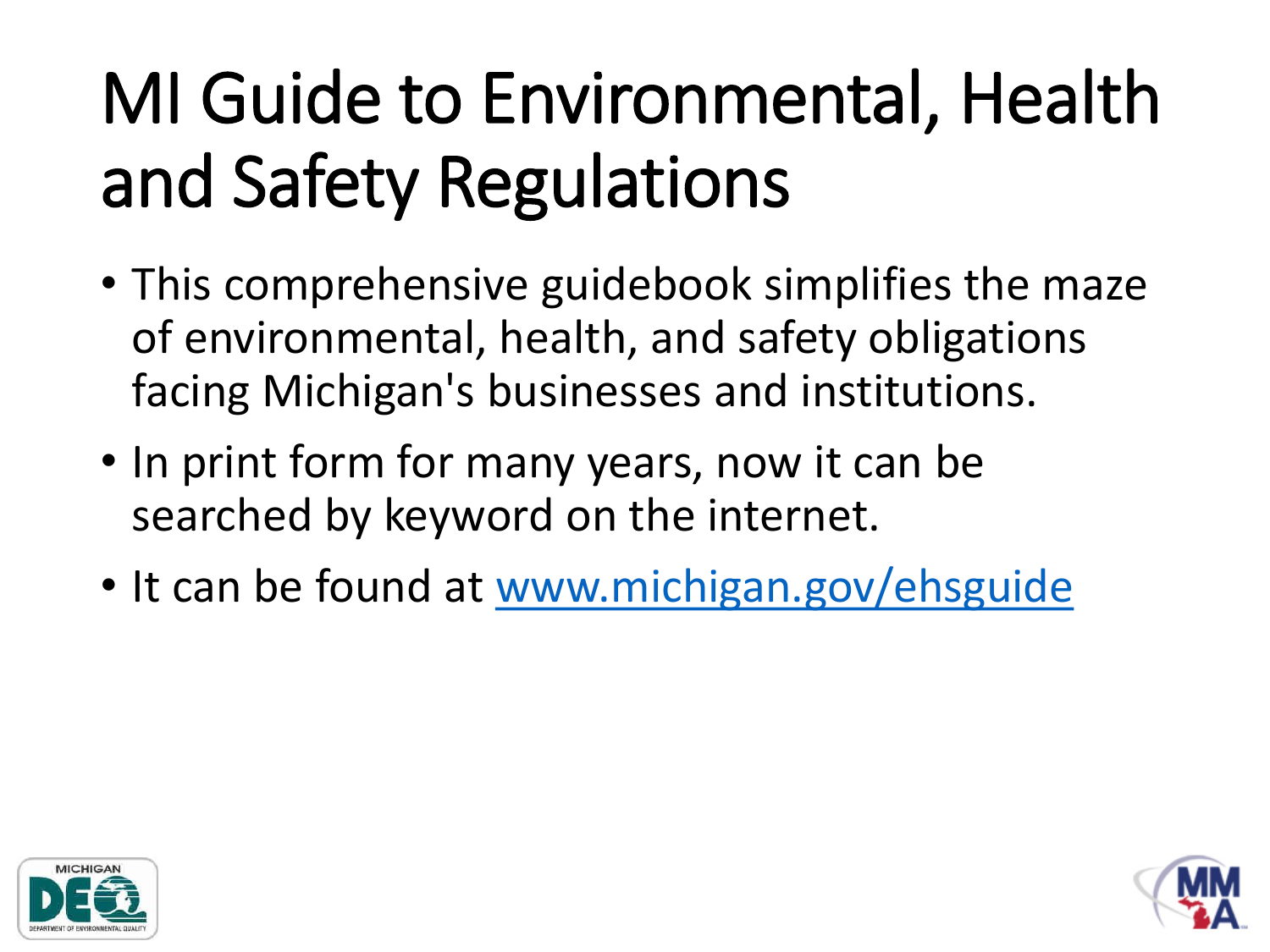# MI Guide to Environmental, Health and Safety Regulations

- This comprehensive guidebook simplifies the maze of environmental, health, and safety obligations facing Michigan's businesses and institutions.
- In print form for many years, now it can be searched by keyword on the internet.
- It can be found at [www.michigan.gov/ehsguide](http://www.michigan.gov/ehsguide)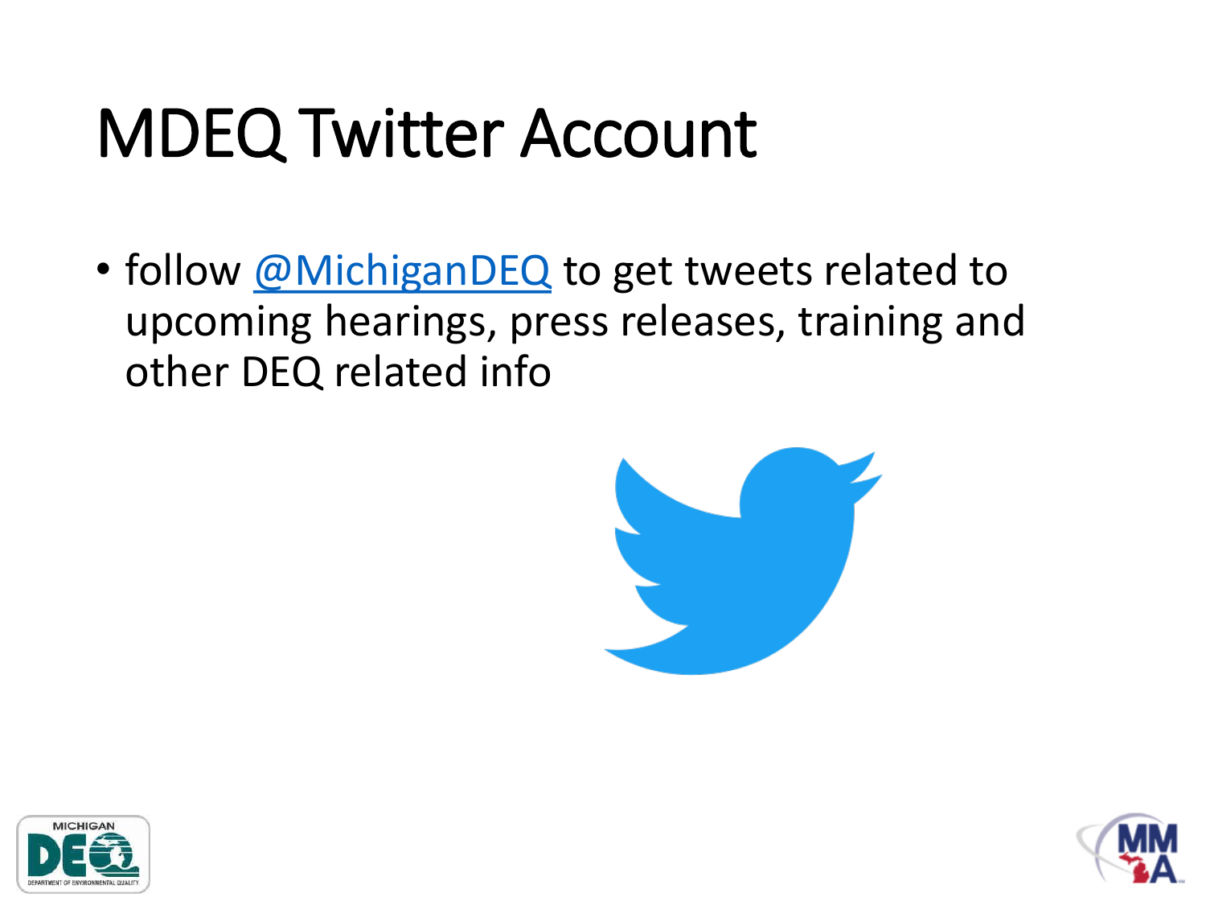# MDEQ Twitter Account

- follow @MichiganDEQ to get tweets related to upcoming hearings, press releases, training and other DEQ related info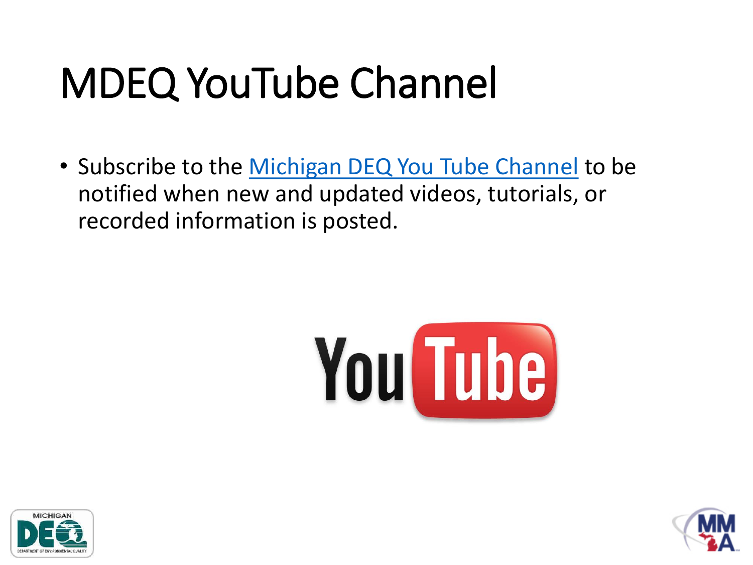# MDEQ YouTube Channel

- Subscribe to the Michigan DEQ You Tube Channel to be notified when new and updated videos, tutorials, or recorded information is posted.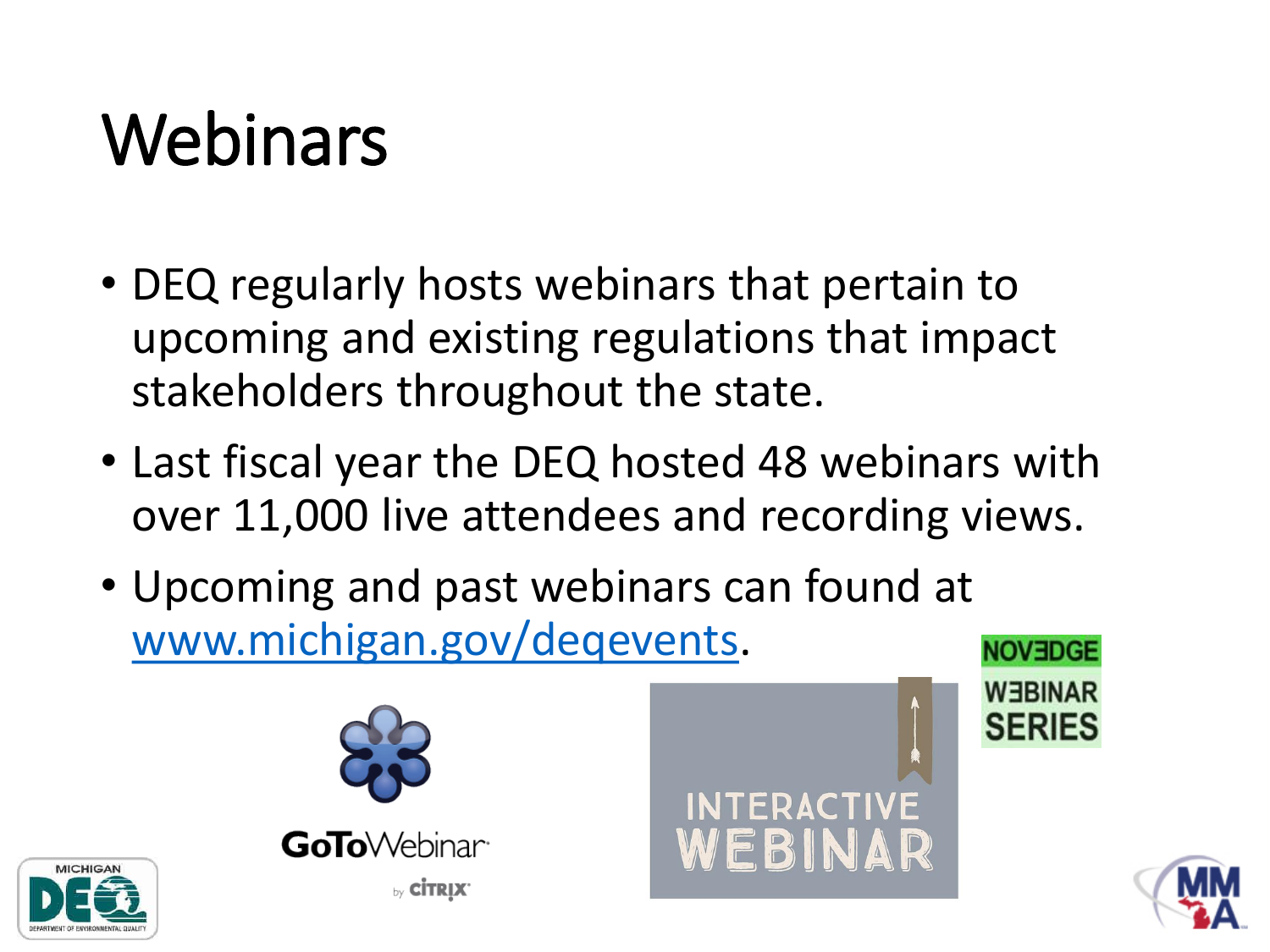# Webinars

- DEQ regularly hosts webinars that pertain to upcoming and existing regulations that impact stakeholders throughout the state.
- Last fiscal year the DEQ hosted 48 webinars with over 11,000 live attendees and recording views.
- Upcoming and past webinars can found at [www.michigan.gov/deqevents](http://www.michigan.gov/deqevents).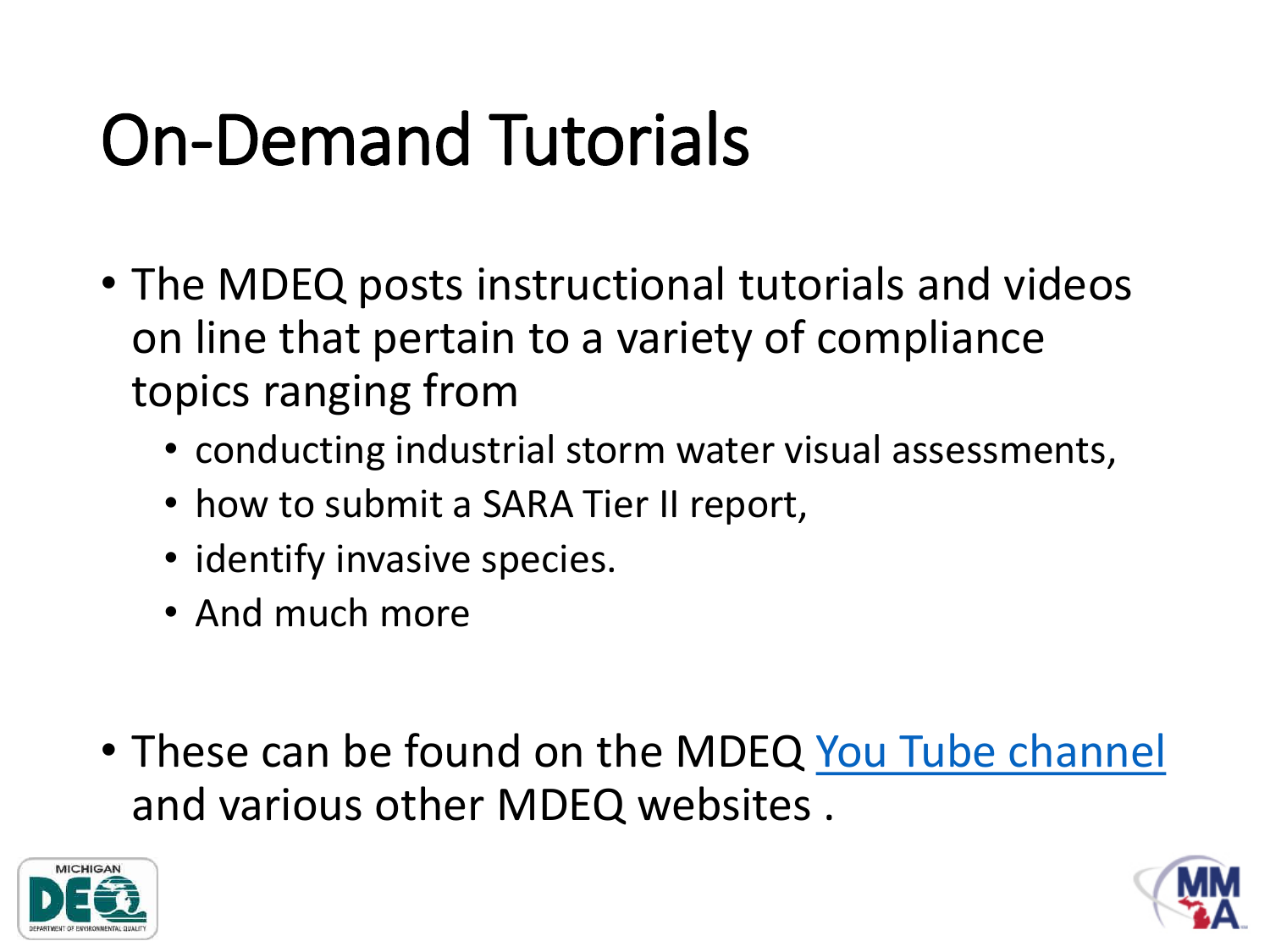# On-Demand Tutorials

- The MDEQ posts instructional tutorials and videos on line that pertain to a variety of compliance topics ranging from
  - conducting industrial storm water visual assessments,
  - how to submit a SARA Tier II report,
  - identify invasive species.
  - And much more

- These can be found on the MDEQ You Tube channel and various other MDEQ websites .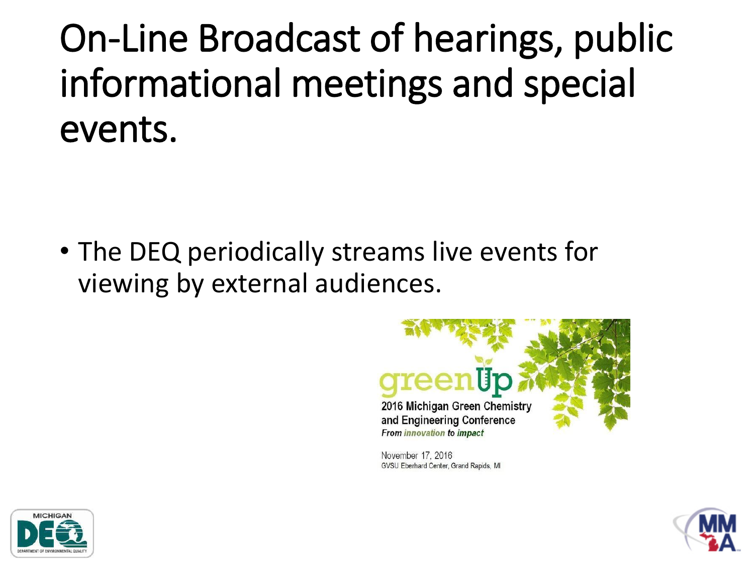# On-Line Broadcast of hearings, public informational meetings and special events.

- The DEQ periodically streams live events for viewing by external audiences.

greenUp

2016 Michigan Green Chemistry and Engineering Conference

*From innovation to impact*

November 17, 2016

GVSU Eberhard Center, Grand Rapids, MI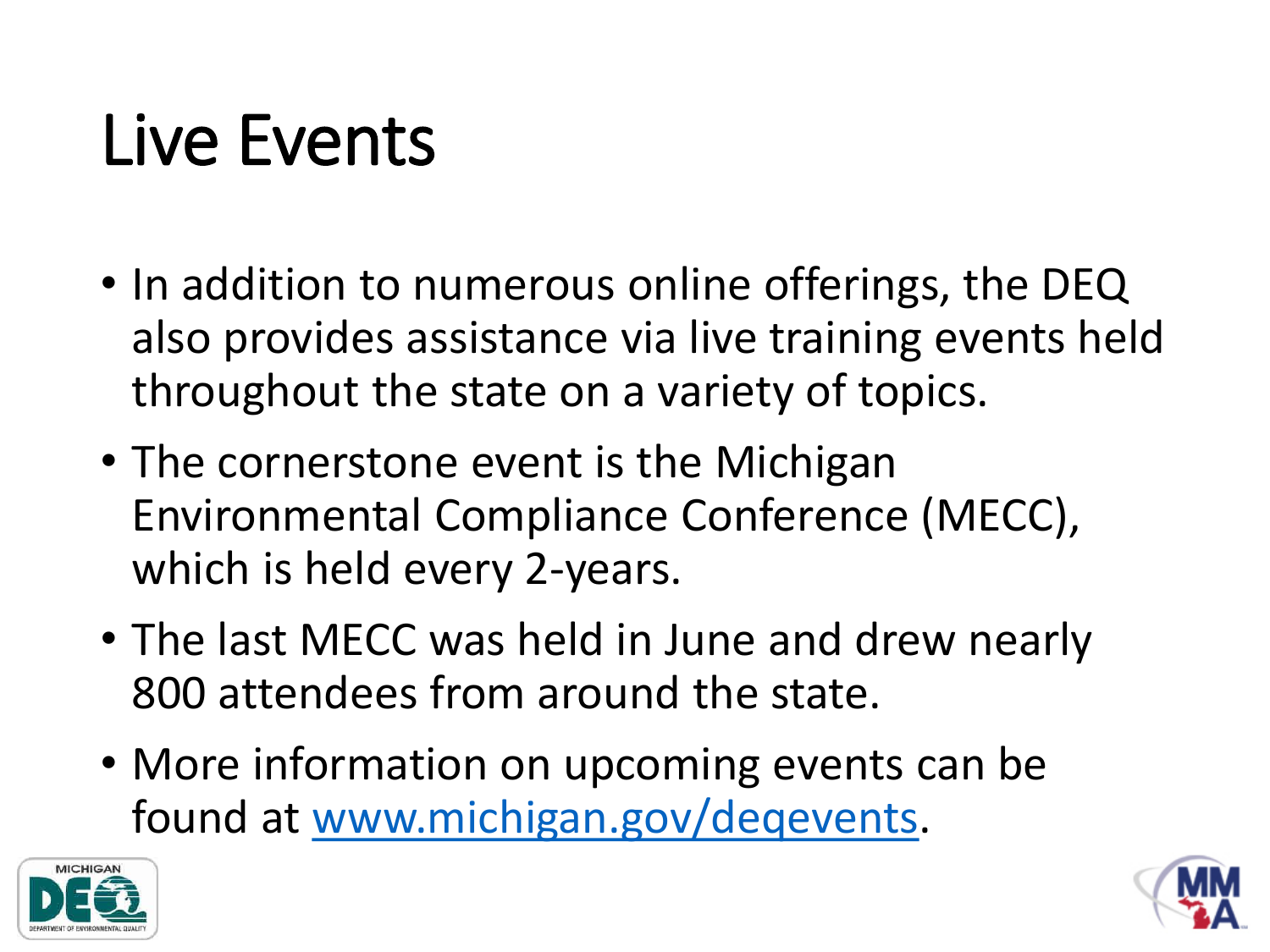# Live Events

- In addition to numerous online offerings, the DEQ also provides assistance via live training events held throughout the state on a variety of topics.
- The cornerstone event is the Michigan Environmental Compliance Conference (MECC), which is held every 2-years.
- The last MECC was held in June and drew nearly 800 attendees from around the state.
- More information on upcoming events can be found at www.michigan.gov/deqevents.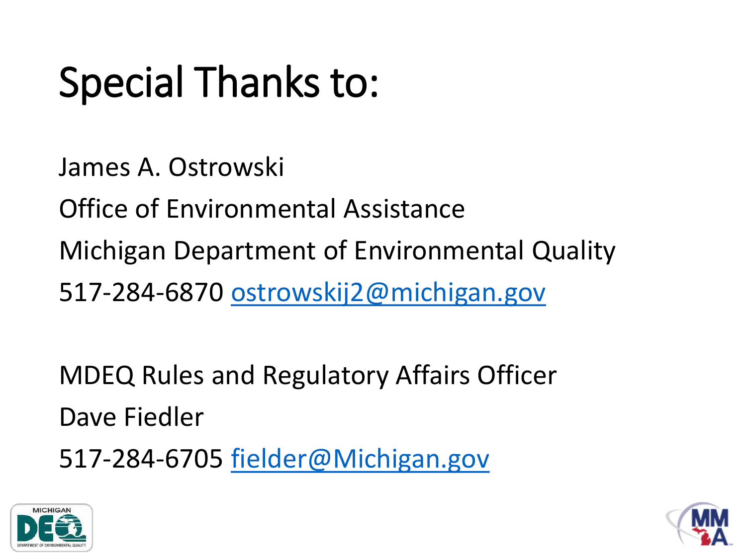# Special Thanks to:

James A. Ostrowski

Office of Environmental Assistance

Michigan Department of Environmental Quality

517-284-6870 ostrowskij2@michigan.gov

MDEQ Rules and Regulatory Affairs Officer

Dave Fiedler

517-284-6705 fielder@Michigan.gov